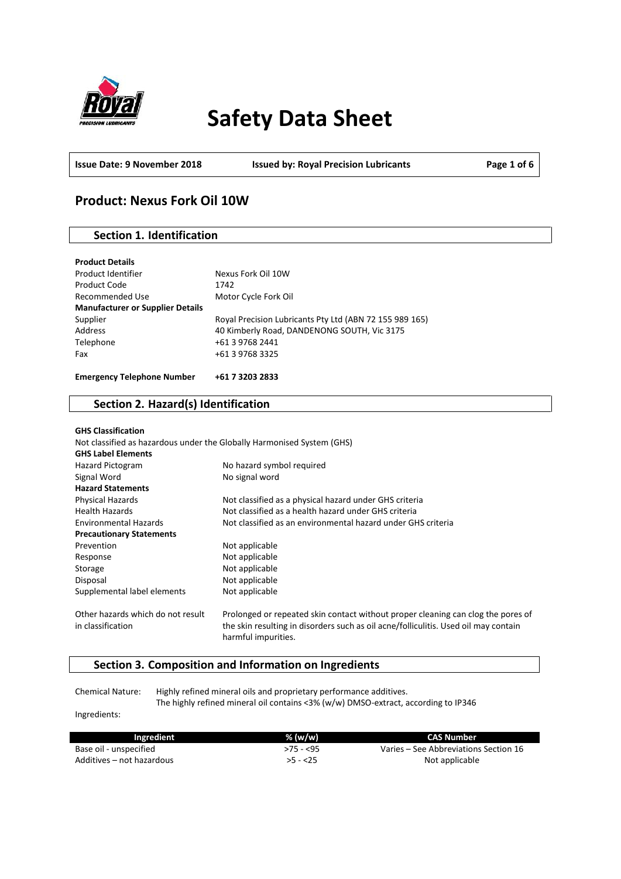# Safety Data Sheet

**Issue Date: 9 November 2018** | **Issued by: Royal Precision Lubricants**

## Product: Nexus Fork Oil 10W

### Section 1. Identification

**Product Details**

| | |
|---|---|
| Product Identifier | Nexus Fork Oil 10W |
| Product Code | 1742 |
| Recommended Use | Motor Cycle Fork Oil |
| **Manufacturer or Supplier Details** | |
| Supplier | Royal Precision Lubricants Pty Ltd (ABN 72 155 989 165) |
| Address | 40 Kimberly Road, DANDENONG SOUTH, Vic 3175 |
| Telephone | +61 3 9768 2441 |
| Fax | +61 3 9768 3325 |

**Emergency Telephone Number** **+61 7 3203 2833**

### Section 2. Hazard(s) Identification

**GHS Classification**

Not classified as hazardous under the Globally Harmonised System (GHS)

**GHS Label Elements**

| | |
|---|---|
| Hazard Pictogram | No hazard symbol required |
| Signal Word | No signal word |
| **Hazard Statements** | |
| Physical Hazards | Not classified as a physical hazard under GHS criteria |
| Health Hazards | Not classified as a health hazard under GHS criteria |
| Environmental Hazards | Not classified as an environmental hazard under GHS criteria |
| **Precautionary Statements** | |
| Prevention | Not applicable |
| Response | Not applicable |
| Storage | Not applicable |
| Disposal | Not applicable |
| Supplemental label elements | Not applicable |
| Other hazards which do not result in classification | Prolonged or repeated skin contact without proper cleaning can clog the pores of the skin resulting in disorders such as oil acne/folliculitis. Used oil may contain harmful impurities. |

### Section 3. Composition and Information on Ingredients

Chemical Nature: Highly refined mineral oils and proprietary performance additives.
The highly refined mineral oil contains <3% (w/w) DMSO-extract, according to IP346

Ingredients:

| Ingredient | % (w/w) | CAS Number |
|---|---|---|
| Base oil - unspecified | >75 - <95 | Varies – See Abbreviations Section 16 |
| Additives – not hazardous | >5 - <25 | Not applicable |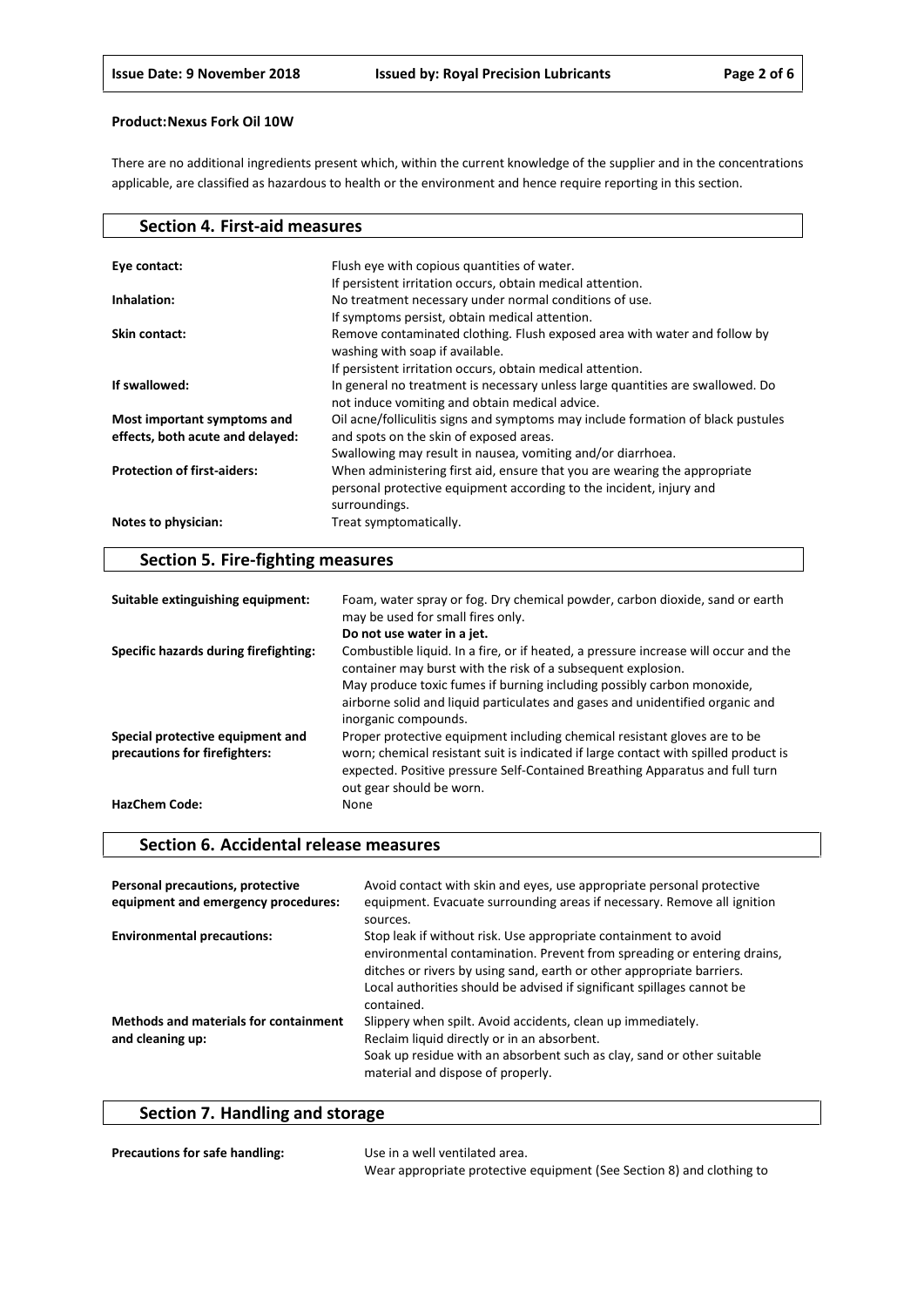**Product:Nexus Fork Oil 10W**

There are no additional ingredients present which, within the current knowledge of the supplier and in the concentrations applicable, are classified as hazardous to health or the environment and hence require reporting in this section.

## Section 4. First-aid measures

| | |
|---|---|
| **Eye contact:** | Flush eye with copious quantities of water. If persistent irritation occurs, obtain medical attention. |
| **Inhalation:** | No treatment necessary under normal conditions of use. If symptoms persist, obtain medical attention. |
| **Skin contact:** | Remove contaminated clothing. Flush exposed area with water and follow by washing with soap if available. If persistent irritation occurs, obtain medical attention. |
| **If swallowed:** | In general no treatment is necessary unless large quantities are swallowed. Do not induce vomiting and obtain medical advice. |
| **Most important symptoms and effects, both acute and delayed:** | Oil acne/folliculitis signs and symptoms may include formation of black pustules and spots on the skin of exposed areas. Swallowing may result in nausea, vomiting and/or diarrhoea. |
| **Protection of first-aiders:** | When administering first aid, ensure that you are wearing the appropriate personal protective equipment according to the incident, injury and surroundings. |
| **Notes to physician:** | Treat symptomatically. |

## Section 5. Fire-fighting measures

| | |
|---|---|
| **Suitable extinguishing equipment:** | Foam, water spray or fog. Dry chemical powder, carbon dioxide, sand or earth may be used for small fires only. **Do not use water in a jet.** |
| **Specific hazards during firefighting:** | Combustible liquid. In a fire, or if heated, a pressure increase will occur and the container may burst with the risk of a subsequent explosion. May produce toxic fumes if burning including possibly carbon monoxide, airborne solid and liquid particulates and gases and unidentified organic and inorganic compounds. |
| **Special protective equipment and precautions for firefighters:** | Proper protective equipment including chemical resistant gloves are to be worn; chemical resistant suit is indicated if large contact with spilled product is expected. Positive pressure Self-Contained Breathing Apparatus and full turn out gear should be worn. |
| **HazChem Code:** | None |

## Section 6. Accidental release measures

| | |
|---|---|
| **Personal precautions, protective equipment and emergency procedures:** | Avoid contact with skin and eyes, use appropriate personal protective equipment. Evacuate surrounding areas if necessary. Remove all ignition sources. |
| **Environmental precautions:** | Stop leak if without risk. Use appropriate containment to avoid environmental contamination. Prevent from spreading or entering drains, ditches or rivers by using sand, earth or other appropriate barriers. Local authorities should be advised if significant spillages cannot be contained. |
| **Methods and materials for containment and cleaning up:** | Slippery when spilt. Avoid accidents, clean up immediately. Reclaim liquid directly or in an absorbent. Soak up residue with an absorbent such as clay, sand or other suitable material and dispose of properly. |

## Section 7. Handling and storage

| | |
|---|---|
| **Precautions for safe handling:** | Use in a well ventilated area. Wear appropriate protective equipment (See Section 8) and clothing to |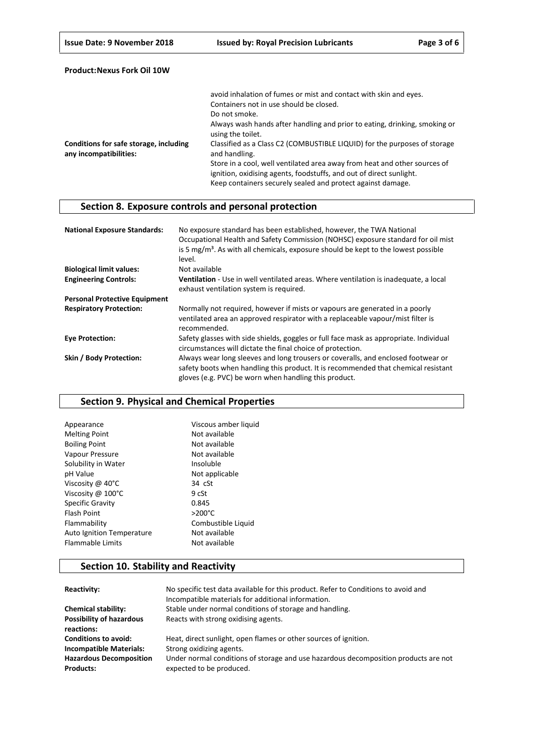**Product:Nexus Fork Oil 10W**

| | |
|---|---|
| | avoid inhalation of fumes or mist and contact with skin and eyes. Containers not in use should be closed. Do not smoke. Always wash hands after handling and prior to eating, drinking, smoking or using the toilet. |
| **Conditions for safe storage, including any incompatibilities:** | Classified as a Class C2 (COMBUSTIBLE LIQUID) for the purposes of storage and handling. Store in a cool, well ventilated area away from heat and other sources of ignition, oxidising agents, foodstuffs, and out of direct sunlight. Keep containers securely sealed and protect against damage. |

## Section 8. Exposure controls and personal protection

| | |
|---|---|
| **National Exposure Standards:** | No exposure standard has been established, however, the TWA National Occupational Health and Safety Commission (NOHSC) exposure standard for oil mist is 5 mg/m³. As with all chemicals, exposure should be kept to the lowest possible level. |
| **Biological limit values:** | Not available |
| **Engineering Controls:** | **Ventilation** - Use in well ventilated areas. Where ventilation is inadequate, a local exhaust ventilation system is required. |
| **Personal Protective Equipment** | |
| **Respiratory Protection:** | Normally not required, however if mists or vapours are generated in a poorly ventilated area an approved respirator with a replaceable vapour/mist filter is recommended. |
| **Eye Protection:** | Safety glasses with side shields, goggles or full face mask as appropriate. Individual circumstances will dictate the final choice of protection. |
| **Skin / Body Protection:** | Always wear long sleeves and long trousers or coveralls, and enclosed footwear or safety boots when handling this product. It is recommended that chemical resistant gloves (e.g. PVC) be worn when handling this product. |

## Section 9. Physical and Chemical Properties

| | |
|---|---|
| Appearance | Viscous amber liquid |
| Melting Point | Not available |
| Boiling Point | Not available |
| Vapour Pressure | Not available |
| Solubility in Water | Insoluble |
| pH Value | Not applicable |
| Viscosity @ 40°C | 34 cSt |
| Viscosity @ 100°C | 9 cSt |
| Specific Gravity | 0.845 |
| Flash Point | >200°C |
| Flammability | Combustible Liquid |
| Auto Ignition Temperature | Not available |
| Flammable Limits | Not available |

## Section 10. Stability and Reactivity

| | |
|---|---|
| **Reactivity:** | No specific test data available for this product. Refer to Conditions to avoid and Incompatible materials for additional information. |
| **Chemical stability:** | Stable under normal conditions of storage and handling. |
| **Possibility of hazardous reactions:** | Reacts with strong oxidising agents. |
| **Conditions to avoid:** | Heat, direct sunlight, open flames or other sources of ignition. |
| **Incompatible Materials:** | Strong oxidizing agents. |
| **Hazardous Decomposition Products:** | Under normal conditions of storage and use hazardous decomposition products are not expected to be produced. |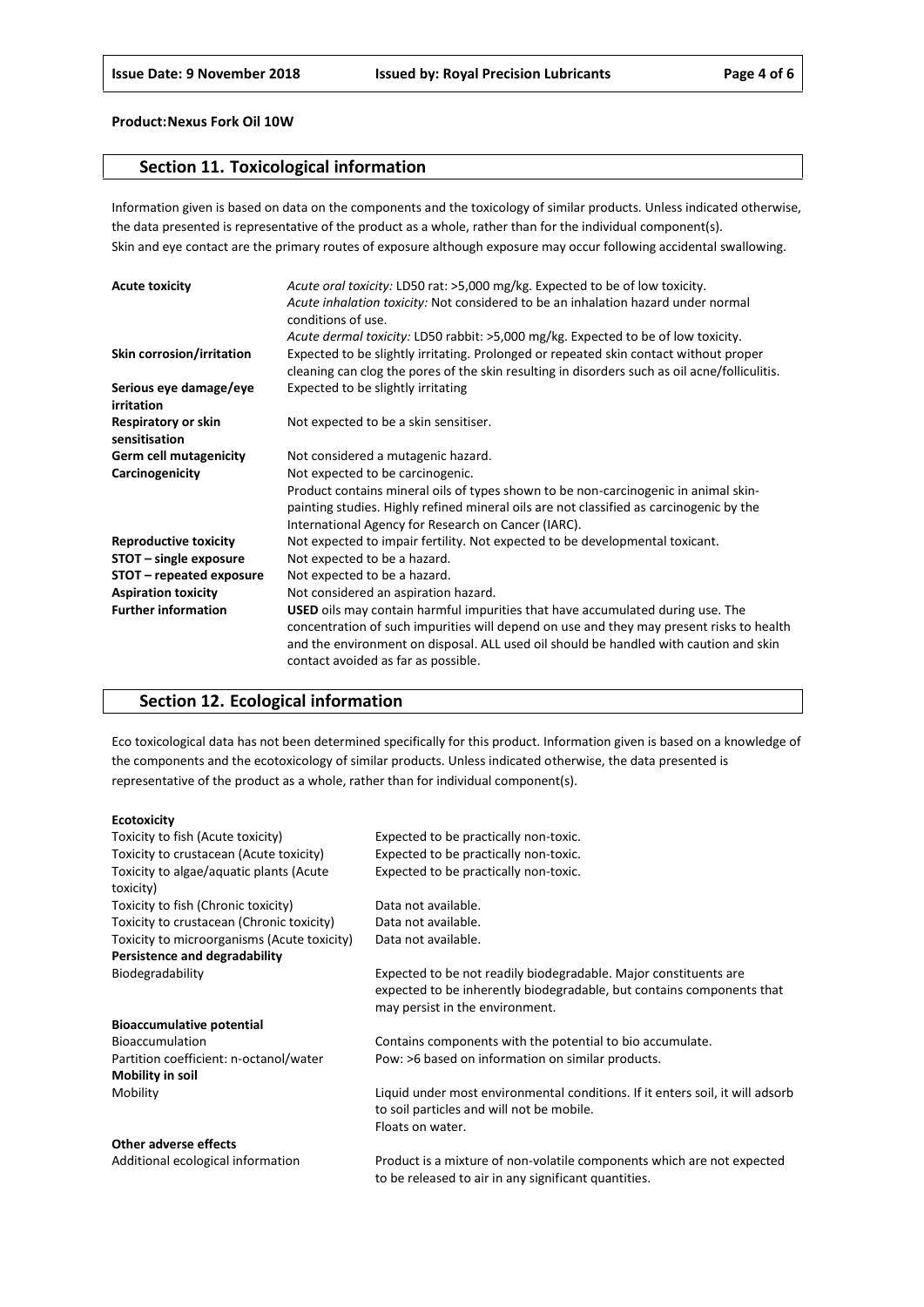**Product:Nexus Fork Oil 10W**

## Section 11. Toxicological information

Information given is based on data on the components and the toxicology of similar products. Unless indicated otherwise, the data presented is representative of the product as a whole, rather than for the individual component(s).
Skin and eye contact are the primary routes of exposure although exposure may occur following accidental swallowing.

| | |
|---|---|
| **Acute toxicity** | *Acute oral toxicity:* LD50 rat: >5,000 mg/kg. Expected to be of low toxicity.<br>*Acute inhalation toxicity:* Not considered to be an inhalation hazard under normal conditions of use.<br>*Acute dermal toxicity:* LD50 rabbit: >5,000 mg/kg. Expected to be of low toxicity. |
| **Skin corrosion/irritation** | Expected to be slightly irritating. Prolonged or repeated skin contact without proper cleaning can clog the pores of the skin resulting in disorders such as oil acne/folliculitis. |
| **Serious eye damage/eye irritation** | Expected to be slightly irritating |
| **Respiratory or skin sensitisation** | Not expected to be a skin sensitiser. |
| **Germ cell mutagenicity** | Not considered a mutagenic hazard. |
| **Carcinogenicity** | Not expected to be carcinogenic.<br>Product contains mineral oils of types shown to be non-carcinogenic in animal skin-painting studies. Highly refined mineral oils are not classified as carcinogenic by the International Agency for Research on Cancer (IARC). |
| **Reproductive toxicity** | Not expected to impair fertility. Not expected to be developmental toxicant. |
| **STOT – single exposure** | Not expected to be a hazard. |
| **STOT – repeated exposure** | Not expected to be a hazard. |
| **Aspiration toxicity** | Not considered an aspiration hazard. |
| **Further information** | **USED** oils may contain harmful impurities that have accumulated during use. The concentration of such impurities will depend on use and they may present risks to health and the environment on disposal. ALL used oil should be handled with caution and skin contact avoided as far as possible. |

## Section 12. Ecological information

Eco toxicological data has not been determined specifically for this product. Information given is based on a knowledge of the components and the ecotoxicology of similar products. Unless indicated otherwise, the data presented is representative of the product as a whole, rather than for individual component(s).

| | |
|---|---|
| **Ecotoxicity** | |
| Toxicity to fish (Acute toxicity) | Expected to be practically non-toxic. |
| Toxicity to crustacean (Acute toxicity) | Expected to be practically non-toxic. |
| Toxicity to algae/aquatic plants (Acute toxicity) | Expected to be practically non-toxic. |
| Toxicity to fish (Chronic toxicity) | Data not available. |
| Toxicity to crustacean (Chronic toxicity) | Data not available. |
| Toxicity to microorganisms (Acute toxicity) | Data not available. |
| **Persistence and degradability** | |
| Biodegradability | Expected to be not readily biodegradable. Major constituents are expected to be inherently biodegradable, but contains components that may persist in the environment. |
| **Bioaccumulative potential** | |
| Bioaccumulation | Contains components with the potential to bio accumulate. |
| Partition coefficient: n-octanol/water | Pow: >6 based on information on similar products. |
| **Mobility in soil** | |
| Mobility | Liquid under most environmental conditions. If it enters soil, it will adsorb to soil particles and will not be mobile.<br>Floats on water. |
| **Other adverse effects** | |
| Additional ecological information | Product is a mixture of non-volatile components which are not expected to be released to air in any significant quantities. |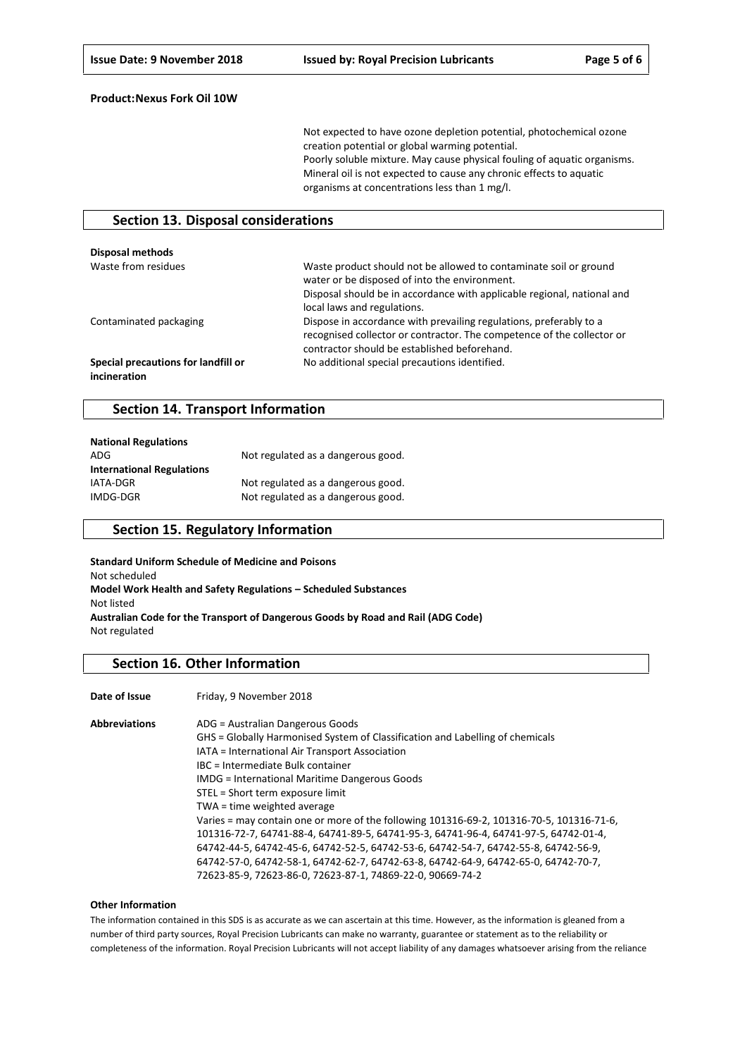**Product:Nexus Fork Oil 10W**

Not expected to have ozone depletion potential, photochemical ozone creation potential or global warming potential.
Poorly soluble mixture. May cause physical fouling of aquatic organisms.
Mineral oil is not expected to cause any chronic effects to aquatic organisms at concentrations less than 1 mg/l.

## Section 13. Disposal considerations

**Disposal methods**

| | |
|---|---|
| Waste from residues | Waste product should not be allowed to contaminate soil or ground water or be disposed of into the environment. Disposal should be in accordance with applicable regional, national and local laws and regulations. |
| Contaminated packaging | Dispose in accordance with prevailing regulations, preferably to a recognised collector or contractor. The competence of the collector or contractor should be established beforehand. |
| **Special precautions for landfill or incineration** | No additional special precautions identified. |

## Section 14. Transport Information

**National Regulations**

| | |
|---|---|
| ADG | Not regulated as a dangerous good. |
| **International Regulations** | |
| IATA-DGR | Not regulated as a dangerous good. |
| IMDG-DGR | Not regulated as a dangerous good. |

## Section 15. Regulatory Information

**Standard Uniform Schedule of Medicine and Poisons**
Not scheduled
**Model Work Health and Safety Regulations – Scheduled Substances**
Not listed
**Australian Code for the Transport of Dangerous Goods by Road and Rail (ADG Code)**
Not regulated

## Section 16. Other Information

**Date of Issue** Friday, 9 November 2018

**Abbreviations**
ADG = Australian Dangerous Goods
GHS = Globally Harmonised System of Classification and Labelling of chemicals
IATA = International Air Transport Association
IBC = Intermediate Bulk container
IMDG = International Maritime Dangerous Goods
STEL = Short term exposure limit
TWA = time weighted average
Varies = may contain one or more of the following 101316-69-2, 101316-70-5, 101316-71-6, 101316-72-7, 64741-88-4, 64741-89-5, 64741-95-3, 64741-96-4, 64741-97-5, 64742-01-4, 64742-44-5, 64742-45-6, 64742-52-5, 64742-53-6, 64742-54-7, 64742-55-8, 64742-56-9, 64742-57-0, 64742-58-1, 64742-62-7, 64742-63-8, 64742-64-9, 64742-65-0, 64742-70-7, 72623-85-9, 72623-86-0, 72623-87-1, 74869-22-0, 90669-74-2

**Other Information**

The information contained in this SDS is as accurate as we can ascertain at this time. However, as the information is gleaned from a number of third party sources, Royal Precision Lubricants can make no warranty, guarantee or statement as to the reliability or completeness of the information. Royal Precision Lubricants will not accept liability of any damages whatsoever arising from the reliance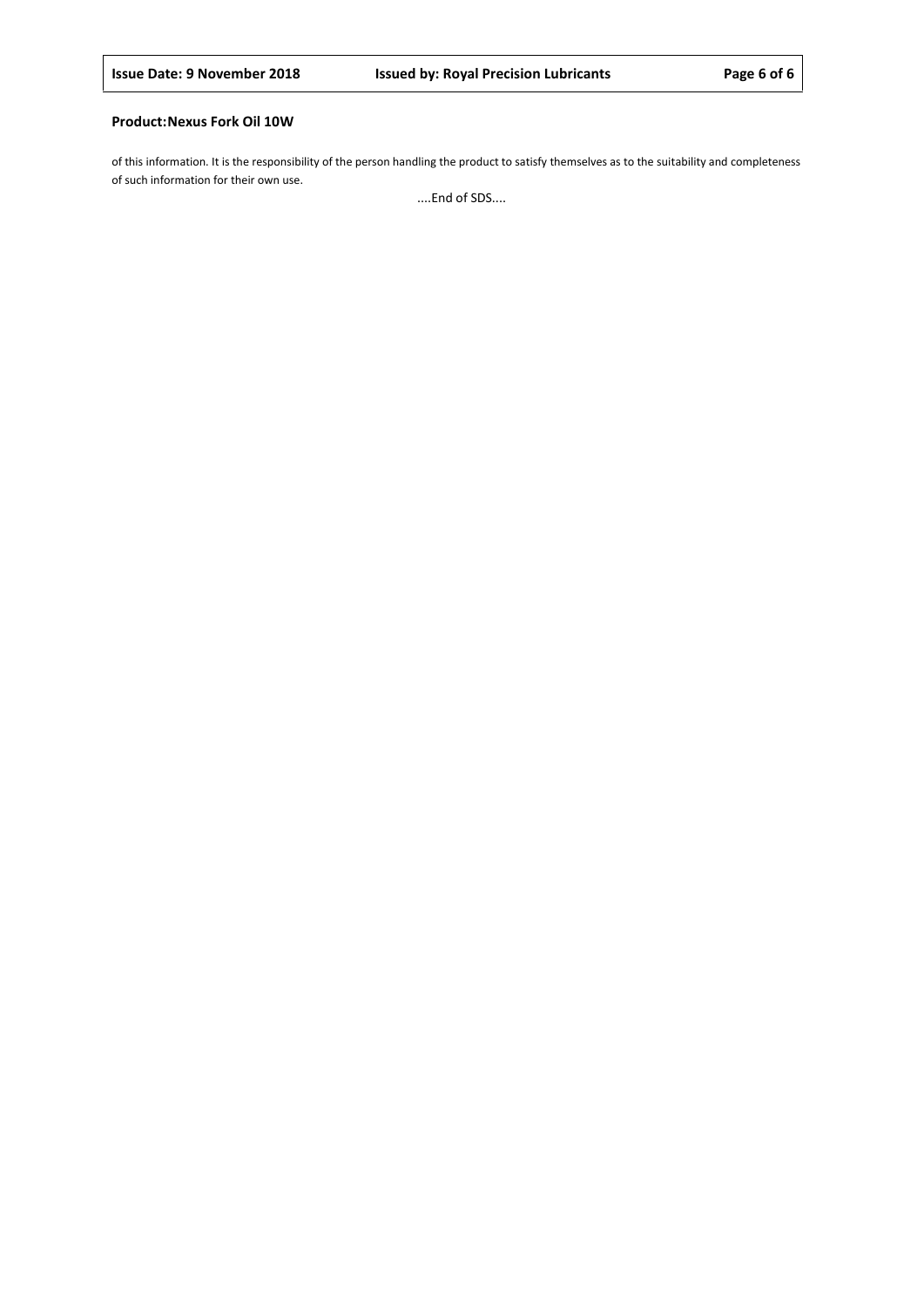**Product:Nexus Fork Oil 10W**

of this information. It is the responsibility of the person handling the product to satisfy themselves as to the suitability and completeness of such information for their own use.

....End of SDS....